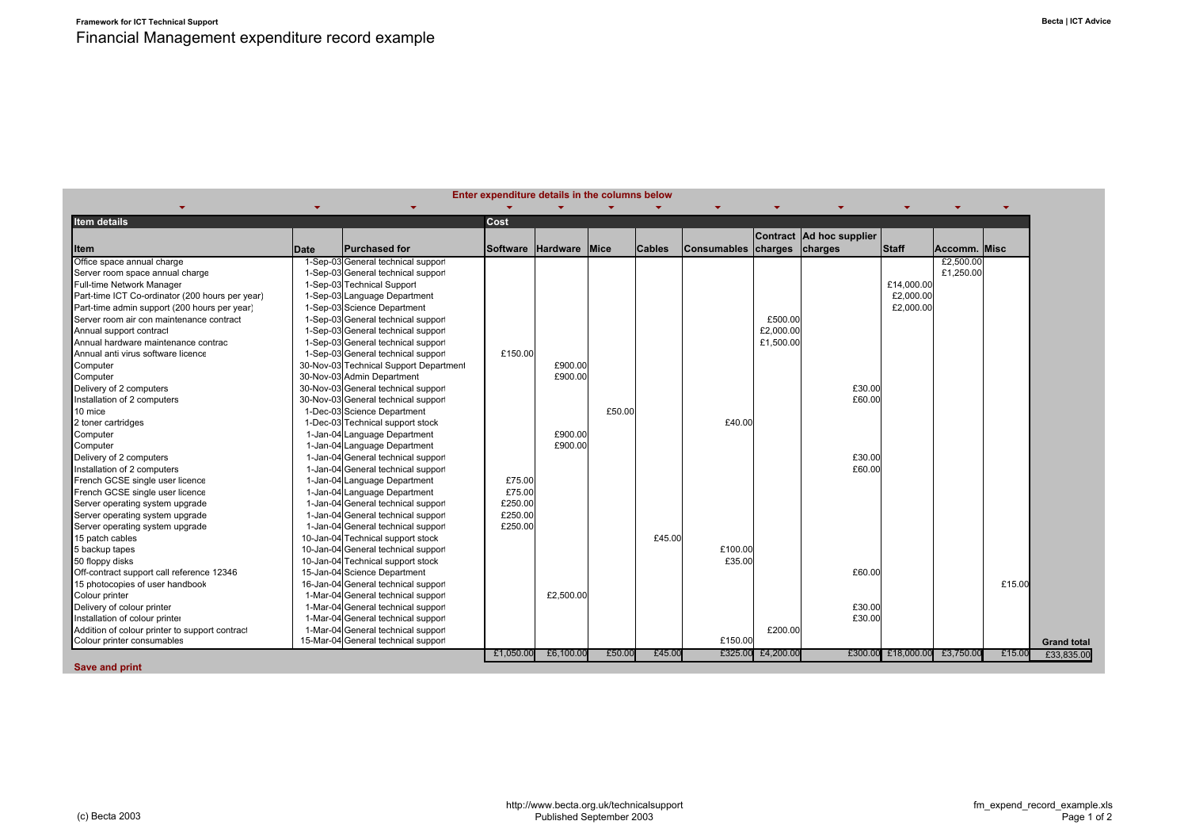**Framework for ICT Technical Support**

**Becta | ICT Advice**

# Financial Management expenditure record example

**Enter expenditure details in the columns below**

| **Item details** | | | **Cost** | | | | | | | | | | |
|---|---|---|---|---|---|---|---|---|---|---|---|---|---|
| **Item** | **Date** | **Purchased for** | **Software** | **Hardware** | **Mice** | **Cables** | **Consumables** | **Contract charges** | **Ad hoc supplier charges** | **Staff** | **Accomm.** | **Misc** | |
| Office space annual charge | 1-Sep-03 | General technical support | | | | | | | | | £2,500.00 | | |
| Server room space annual charge | 1-Sep-03 | General technical support | | | | | | | | | £1,250.00 | | |
| Full-time Network Manager | 1-Sep-03 | Technical Support | | | | | | | | £14,000.00 | | | |
| Part-time ICT Co-ordinator (200 hours per year) | 1-Sep-03 | Language Department | | | | | | | | £2,000.00 | | | |
| Part-time admin support (200 hours per year) | 1-Sep-03 | Science Department | | | | | | | | £2,000.00 | | | |
| Server room air con maintenance contract | 1-Sep-03 | General technical support | | | | | | £500.00 | | | | | |
| Annual support contract | 1-Sep-03 | General technical support | | | | | | £2,000.00 | | | | | |
| Annual hardware maintenance contract | 1-Sep-03 | General technical support | | | | | | £1,500.00 | | | | | |
| Annual anti virus software licence | 1-Sep-03 | General technical support | £150.00 | | | | | | | | | | |
| Computer | 30-Nov-03 | Technical Support Department | | £900.00 | | | | | | | | | |
| Computer | 30-Nov-03 | Admin Department | | £900.00 | | | | | | | | | |
| Delivery of 2 computers | 30-Nov-03 | General technical support | | | | | | | £30.00 | | | | |
| Installation of 2 computers | 30-Nov-03 | General technical support | | | | | | | £60.00 | | | | |
| 10 mice | 1-Dec-03 | Science Department | | | £50.00 | | | | | | | | |
| 2 toner cartridges | 1-Dec-03 | Technical support stock | | | | | £40.00 | | | | | | |
| Computer | 1-Jan-04 | Language Department | | £900.00 | | | | | | | | | |
| Computer | 1-Jan-04 | Language Department | | £900.00 | | | | | | | | | |
| Delivery of 2 computers | 1-Jan-04 | General technical support | | | | | | | £30.00 | | | | |
| Installation of 2 computers | 1-Jan-04 | General technical support | | | | | | | £60.00 | | | | |
| French GCSE single user licence | 1-Jan-04 | Language Department | £75.00 | | | | | | | | | | |
| French GCSE single user licence | 1-Jan-04 | Language Department | £75.00 | | | | | | | | | | |
| Server operating system upgrade | 1-Jan-04 | General technical support | £250.00 | | | | | | | | | | |
| Server operating system upgrade | 1-Jan-04 | General technical support | £250.00 | | | | | | | | | | |
| Server operating system upgrade | 1-Jan-04 | General technical support | £250.00 | | | | | | | | | | |
| 15 patch cables | 10-Jan-04 | Technical support stock | | | | £45.00 | | | | | | | |
| 5 backup tapes | 10-Jan-04 | General technical support | | | | | £100.00 | | | | | | |
| 50 floppy disks | 10-Jan-04 | Technical support stock | | | | | £35.00 | | | | | | |
| Off-contract support call reference 12346 | 15-Jan-04 | Science Department | | | | | | | £60.00 | | | | |
| 15 photocopies of user handbook | 16-Jan-04 | General technical support | | | | | | | | | | £15.00 | |
| Colour printer | 1-Mar-04 | General technical support | | £2,500.00 | | | | | | | | | |
| Delivery of colour printer | 1-Mar-04 | General technical support | | | | | | | £30.00 | | | | |
| Installation of colour printer | 1-Mar-04 | General technical support | | | | | | | £30.00 | | | | |
| Addition of colour printer to support contract | 1-Mar-04 | General technical support | | | | | | £200.00 | | | | | |
| Colour printer consumables | 15-Mar-04 | General technical support | | | | | £150.00 | | | | | | **Grand total** |
| | | | £1,050.00 | £6,100.00 | £50.00 | £45.00 | £325.00 | £4,200.00 | £300.00 | £18,000.00 | £3,750.00 | £15.00 | £33,835.00 |

**Save and print**

(c) Becta 2003

http://www.becta.org.uk/technicalsupport
Published September 2003

fm_expend_record_example.xls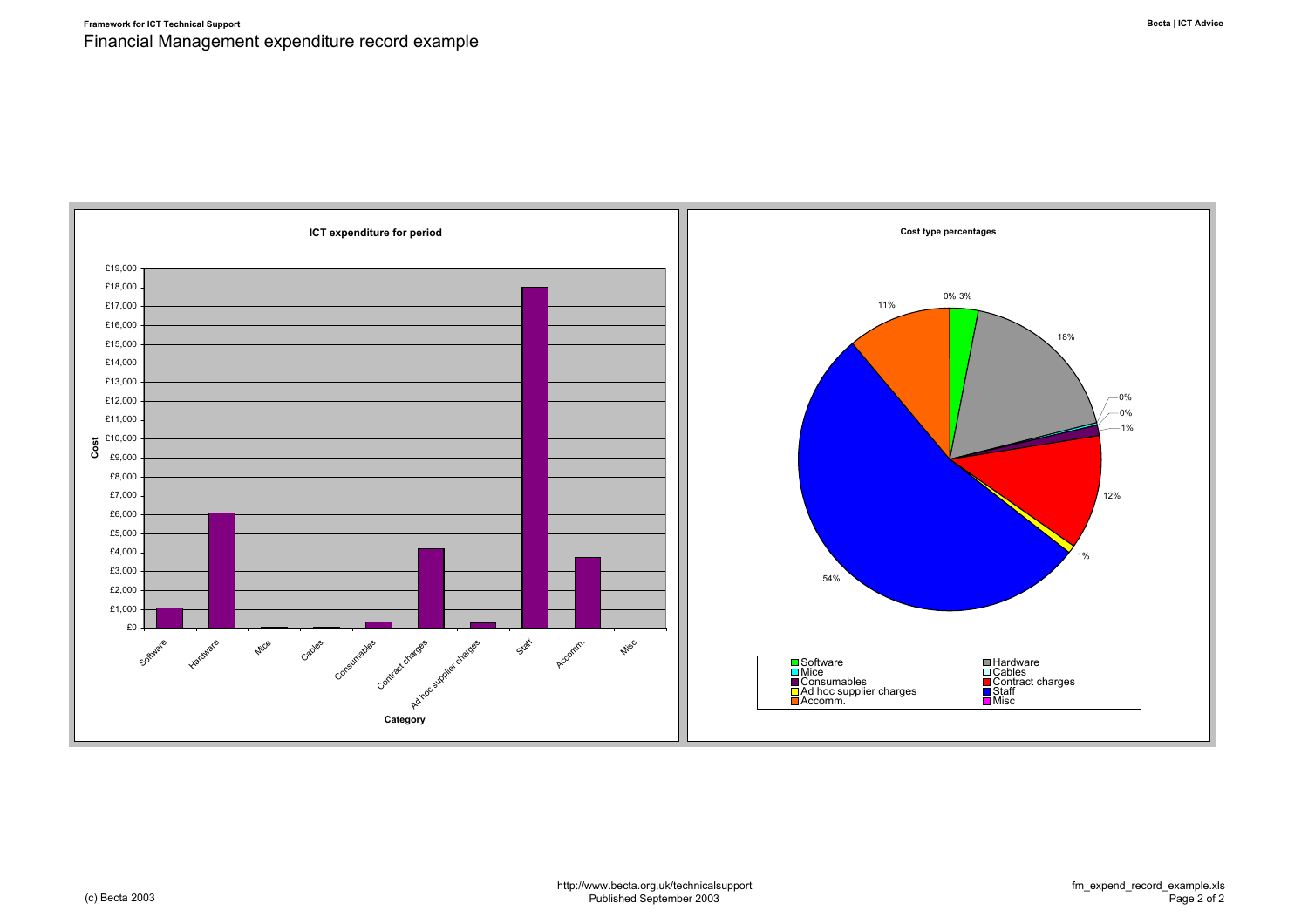Framework for ICT Technical Support

# Financial Management expenditure record example

**ICT expenditure for period**

Cost

£19,000
£18,000
£17,000
£16,000
£15,000
£14,000
£13,000
£12,000
£11,000
£10,000
£9,000
£8,000
£7,000
£6,000
£5,000
£4,000
£3,000
£2,000
£1,000
£0

Software
Hardware
Mice
Cables
Consumables
Contract charges
Ad hoc supplier charges
Staff
Accomm.
Misc

Category

**Cost type percentages**

0% 3%
18%
0%
0%
1%
12%
1%
54%
11%

Software
Hardware
Mice
Cables
Consumables
Contract charges
Ad hoc supplier charges
Staff
Accomm.
Misc

(c) Becta 2003

http://www.becta.org.uk/technicalsupport
Published September 2003

fm_expend_record_example.xls